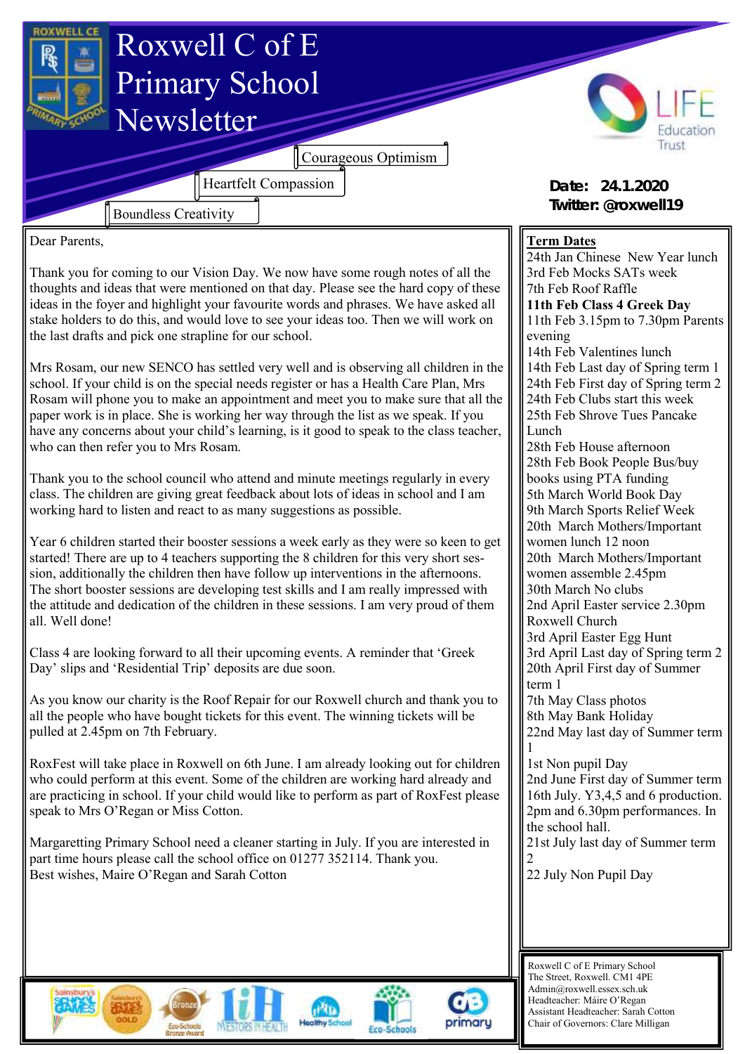# Roxwell C of E Primary School Newsletter

Courageous Optimism

Heartfelt Compassion

Boundless Creativity

**Date: 24.1.2020**
**Twitter: @roxwell19**

Dear Parents,

Thank you for coming to our Vision Day. We now have some rough notes of all the thoughts and ideas that were mentioned on that day. Please see the hard copy of these ideas in the foyer and highlight your favourite words and phrases. We have asked all stake holders to do this, and would love to see your ideas too. Then we will work on the last drafts and pick one strapline for our school.

Mrs Rosam, our new SENCO has settled very well and is observing all children in the school. If your child is on the special needs register or has a Health Care Plan, Mrs Rosam will phone you to make an appointment and meet you to make sure that all the paper work is in place. She is working her way through the list as we speak. If you have any concerns about your child's learning, is it good to speak to the class teacher, who can then refer you to Mrs Rosam.

Thank you to the school council who attend and minute meetings regularly in every class. The children are giving great feedback about lots of ideas in school and I am working hard to listen and react to as many suggestions as possible.

Year 6 children started their booster sessions a week early as they were so keen to get started! There are up to 4 teachers supporting the 8 children for this very short session, additionally the children then have follow up interventions in the afternoons. The short booster sessions are developing test skills and I am really impressed with the attitude and dedication of the children in these sessions. I am very proud of them all. Well done!

Class 4 are looking forward to all their upcoming events. A reminder that 'Greek Day' slips and 'Residential Trip' deposits are due soon.

As you know our charity is the Roof Repair for our Roxwell church and thank you to all the people who have bought tickets for this event. The winning tickets will be pulled at 2.45pm on 7th February.

RoxFest will take place in Roxwell on 6th June. I am already looking out for children who could perform at this event. Some of the children are working hard already and are practicing in school. If your child would like to perform as part of RoxFest please speak to Mrs O'Regan or Miss Cotton.

Margaretting Primary School need a cleaner starting in July. If you are interested in part time hours please call the school office on 01277 352114. Thank you.

Best wishes, Maire O'Regan and Sarah Cotton

## Term Dates

24th Jan Chinese New Year lunch
3rd Feb Mocks SATs week
7th Feb Roof Raffle
**11th Feb Class 4 Greek Day**
11th Feb 3.15pm to 7.30pm Parents evening
14th Feb Valentines lunch
14th Feb Last day of Spring term 1
24th Feb First day of Spring term 2
24th Feb Clubs start this week
25th Feb Shrove Tues Pancake Lunch
28th Feb House afternoon
28th Feb Book People Bus/buy books using PTA funding
5th March World Book Day
9th March Sports Relief Week
20th March Mothers/Important women lunch 12 noon
20th March Mothers/Important women assemble 2.45pm
30th March No clubs
2nd April Easter service 2.30pm Roxwell Church
3rd April Easter Egg Hunt
3rd April Last day of Spring term 2
20th April First day of Summer term 1
7th May Class photos
8th May Bank Holiday
22nd May last day of Summer term 1
1st Non pupil Day
2nd June First day of Summer term
16th July. Y3,4,5 and 6 production. 2pm and 6.30pm performances. In the school hall.
21st July last day of Summer term 2
22 July Non Pupil Day

Roxwell C of E Primary School
The Street, Roxwell. CM1 4PE
Admin@roxwell.essex.sch.uk
Headteacher: Máire O'Regan
Assistant Headteacher: Sarah Cotton
Chair of Governors: Clare Milligan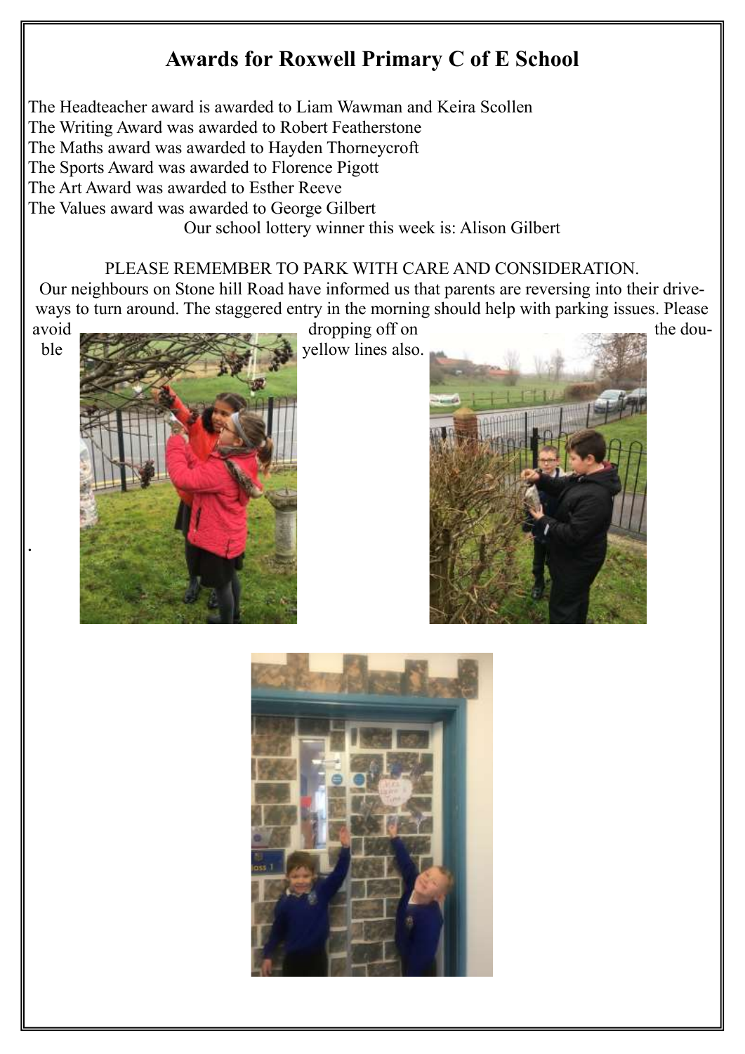## Awards for Roxwell Primary C of E School

The Headteacher award is awarded to Liam Wawman and Keira Scollen
The Writing Award was awarded to Robert Featherstone
The Maths award was awarded to Hayden Thorneycroft
The Sports Award was awarded to Florence Pigott
The Art Award was awarded to Esther Reeve
The Values award was awarded to George Gilbert

Our school lottery winner this week is: Alison Gilbert

PLEASE REMEMBER TO PARK WITH CARE AND CONSIDERATION.

Our neighbours on Stone hill Road have informed us that parents are reversing into their driveways to turn around. The staggered entry in the morning should help with parking issues. Please avoid dropping off on the double yellow lines also.